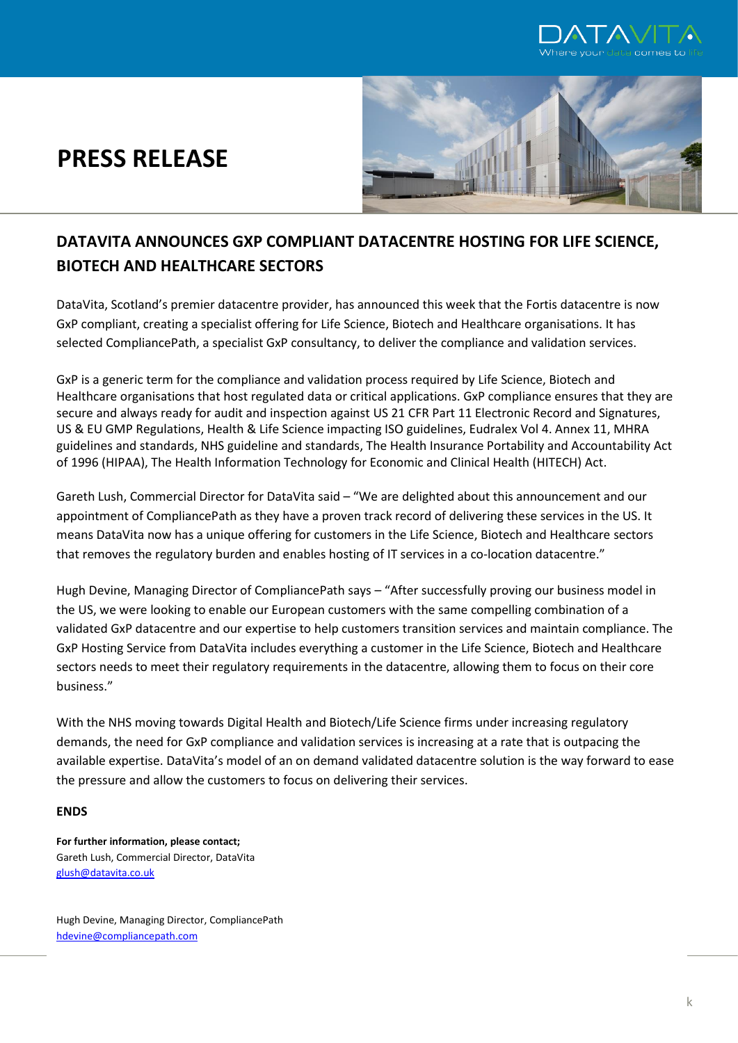# PRESS RELEASE

## DATAVITA ANNOUNCES GXP COMPLIANT DATACENTRE HOSTING FOR LIFE SCIENCE, BIOTECH AND HEALTHCARE SECTORS

DataVita, Scotland's premier datacentre provider, has announced this week that the Fortis datacentre is now GxP compliant, creating a specialist offering for Life Science, Biotech and Healthcare organisations. It has selected CompliancePath, a specialist GxP consultancy, to deliver the compliance and validation services.

GxP is a generic term for the compliance and validation process required by Life Science, Biotech and Healthcare organisations that host regulated data or critical applications. GxP compliance ensures that they are secure and always ready for audit and inspection against US 21 CFR Part 11 Electronic Record and Signatures, US & EU GMP Regulations, Health & Life Science impacting ISO guidelines, Eudralex Vol 4. Annex 11, MHRA guidelines and standards, NHS guideline and standards, The Health Insurance Portability and Accountability Act of 1996 (HIPAA), The Health Information Technology for Economic and Clinical Health (HITECH) Act.

Gareth Lush, Commercial Director for DataVita said – "We are delighted about this announcement and our appointment of CompliancePath as they have a proven track record of delivering these services in the US. It means DataVita now has a unique offering for customers in the Life Science, Biotech and Healthcare sectors that removes the regulatory burden and enables hosting of IT services in a co-location datacentre."

Hugh Devine, Managing Director of CompliancePath says – "After successfully proving our business model in the US, we were looking to enable our European customers with the same compelling combination of a validated GxP datacentre and our expertise to help customers transition services and maintain compliance. The GxP Hosting Service from DataVita includes everything a customer in the Life Science, Biotech and Healthcare sectors needs to meet their regulatory requirements in the datacentre, allowing them to focus on their core business."

With the NHS moving towards Digital Health and Biotech/Life Science firms under increasing regulatory demands, the need for GxP compliance and validation services is increasing at a rate that is outpacing the available expertise. DataVita's model of an on demand validated datacentre solution is the way forward to ease the pressure and allow the customers to focus on delivering their services.

**ENDS**

**For further information, please contact;**
Gareth Lush, Commercial Director, DataVita
glush@datavita.co.uk

Hugh Devine, Managing Director, CompliancePath
hdevine@compliancepath.com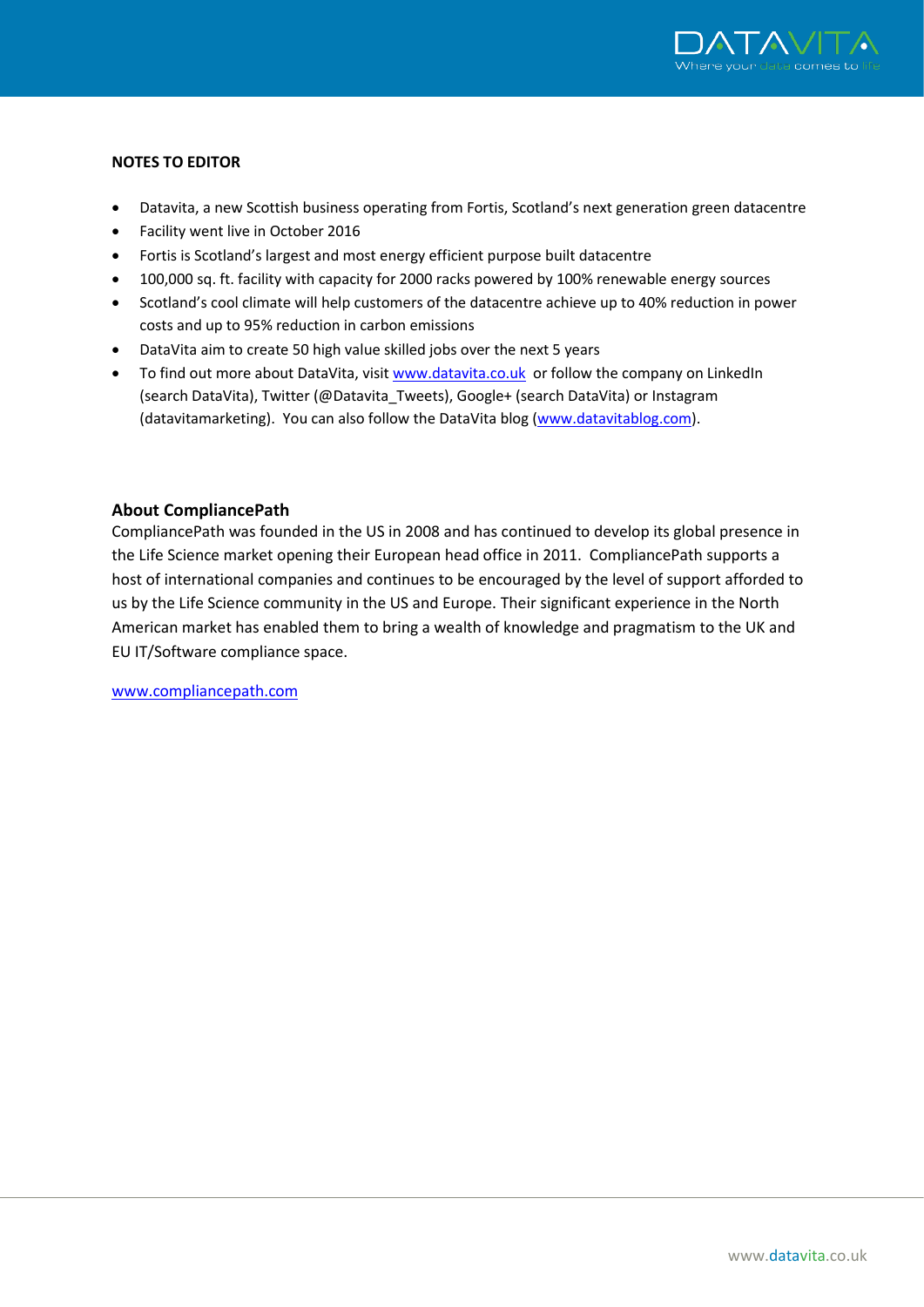**NOTES TO EDITOR**

- Datavita, a new Scottish business operating from Fortis, Scotland's next generation green datacentre
- Facility went live in October 2016
- Fortis is Scotland's largest and most energy efficient purpose built datacentre
- 100,000 sq. ft. facility with capacity for 2000 racks powered by 100% renewable energy sources
- Scotland's cool climate will help customers of the datacentre achieve up to 40% reduction in power costs and up to 95% reduction in carbon emissions
- DataVita aim to create 50 high value skilled jobs over the next 5 years
- To find out more about DataVita, visit www.datavita.co.uk or follow the company on LinkedIn (search DataVita), Twitter (@Datavita_Tweets), Google+ (search DataVita) or Instagram (datavitamarketing). You can also follow the DataVita blog (www.datavitablog.com).

## About CompliancePath

CompliancePath was founded in the US in 2008 and has continued to develop its global presence in the Life Science market opening their European head office in 2011. CompliancePath supports a host of international companies and continues to be encouraged by the level of support afforded to us by the Life Science community in the US and Europe. Their significant experience in the North American market has enabled them to bring a wealth of knowledge and pragmatism to the UK and EU IT/Software compliance space.

www.compliancepath.com